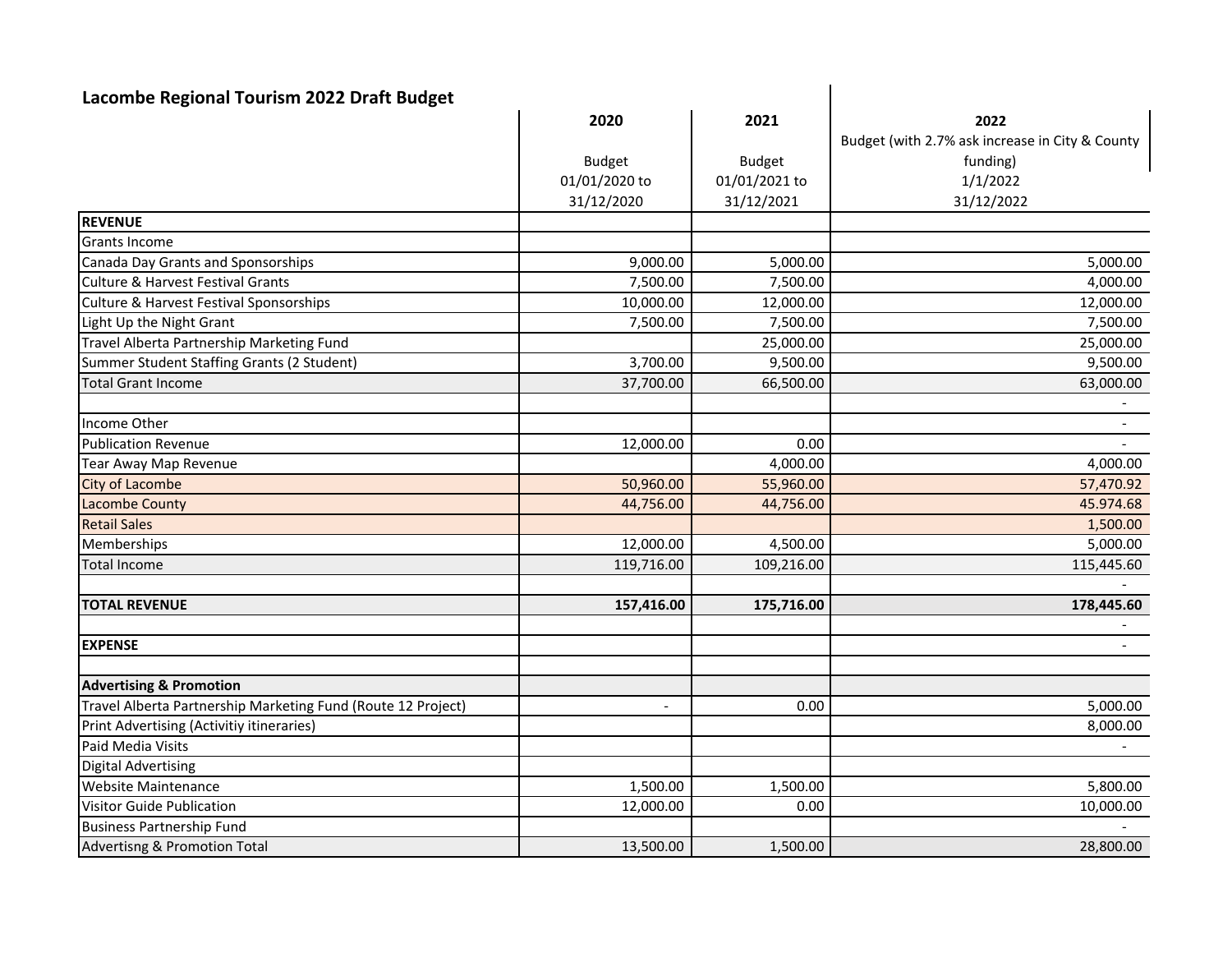## Lacombe Regional Tourism 2022 Draft Budget

| | 2020 | 2021 | 2022 |
|---|---|---|---|
| | Budget 01/01/2020 to 31/12/2020 | Budget 01/01/2021 to 31/12/2021 | Budget (with 2.7% ask increase in City & County funding) 1/1/2022 31/12/2022 |
| **REVENUE** | | | |
| Grants Income | | | |
| Canada Day Grants and Sponsorships | 9,000.00 | 5,000.00 | 5,000.00 |
| Culture & Harvest Festival Grants | 7,500.00 | 7,500.00 | 4,000.00 |
| Culture & Harvest Festival Sponsorships | 10,000.00 | 12,000.00 | 12,000.00 |
| Light Up the Night Grant | 7,500.00 | 7,500.00 | 7,500.00 |
| Travel Alberta Partnership Marketing Fund | | 25,000.00 | 25,000.00 |
| Summer Student Staffing Grants (2 Student) | 3,700.00 | 9,500.00 | 9,500.00 |
| Total Grant Income | 37,700.00 | 66,500.00 | 63,000.00 |
| | | | - |
| Income Other | | | - |
| Publication Revenue | 12,000.00 | 0.00 | - |
| Tear Away Map Revenue | | 4,000.00 | 4,000.00 |
| City of Lacombe | 50,960.00 | 55,960.00 | 57,470.92 |
| Lacombe County | 44,756.00 | 44,756.00 | 45.974.68 |
| Retail Sales | | | 1,500.00 |
| Memberships | 12,000.00 | 4,500.00 | 5,000.00 |
| Total Income | 119,716.00 | 109,216.00 | 115,445.60 |
| | | | - |
| **TOTAL REVENUE** | **157,416.00** | **175,716.00** | **178,445.60** |
| | | | - |
| **EXPENSE** | | | - |
| | | | |
| **Advertising & Promotion** | | | |
| Travel Alberta Partnership Marketing Fund (Route 12 Project) | - | 0.00 | 5,000.00 |
| Print Advertising (Activitiy itineraries) | | | 8,000.00 |
| Paid Media Visits | | | - |
| Digital Advertising | | | |
| Website Maintenance | 1,500.00 | 1,500.00 | 5,800.00 |
| Visitor Guide Publication | 12,000.00 | 0.00 | 10,000.00 |
| Business Partnership Fund | | | - |
| Advertisng & Promotion Total | 13,500.00 | 1,500.00 | 28,800.00 |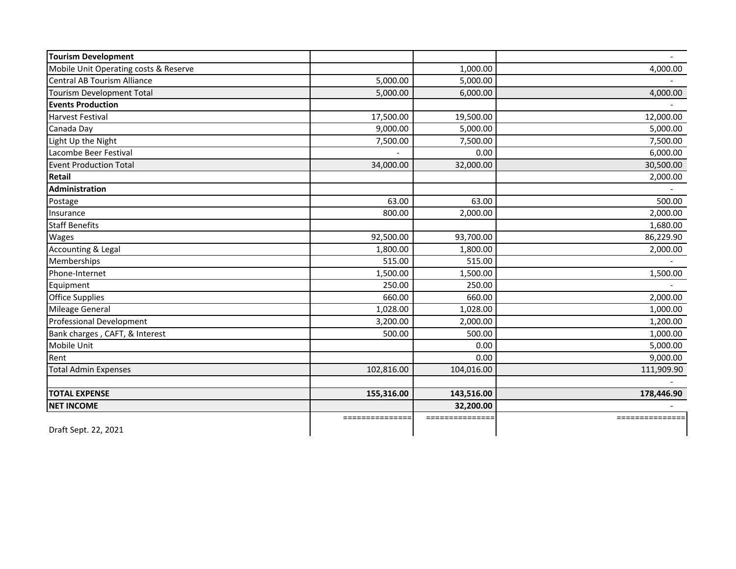| | | | |
|---|---|---|---|
| **Tourism Development** | | | - |
| Mobile Unit Operating costs & Reserve | | 1,000.00 | 4,000.00 |
| Central AB Tourism Alliance | 5,000.00 | 5,000.00 | - |
| Tourism Development Total | 5,000.00 | 6,000.00 | 4,000.00 |
| **Events Production** | | | - |
| Harvest Festival | 17,500.00 | 19,500.00 | 12,000.00 |
| Canada Day | 9,000.00 | 5,000.00 | 5,000.00 |
| Light Up the Night | 7,500.00 | 7,500.00 | 7,500.00 |
| Lacombe Beer Festival | - | 0.00 | 6,000.00 |
| Event Production Total | 34,000.00 | 32,000.00 | 30,500.00 |
| **Retail** | | | 2,000.00 |
| **Administration** | | | - |
| Postage | 63.00 | 63.00 | 500.00 |
| Insurance | 800.00 | 2,000.00 | 2,000.00 |
| Staff Benefits | | | 1,680.00 |
| Wages | 92,500.00 | 93,700.00 | 86,229.90 |
| Accounting & Legal | 1,800.00 | 1,800.00 | 2,000.00 |
| Memberships | 515.00 | 515.00 | - |
| Phone-Internet | 1,500.00 | 1,500.00 | 1,500.00 |
| Equipment | 250.00 | 250.00 | - |
| Office Supplies | 660.00 | 660.00 | 2,000.00 |
| Mileage General | 1,028.00 | 1,028.00 | 1,000.00 |
| Professional Development | 3,200.00 | 2,000.00 | 1,200.00 |
| Bank charges , CAFT, & Interest | 500.00 | 500.00 | 1,000.00 |
| Mobile Unit | | 0.00 | 5,000.00 |
| Rent | | 0.00 | 9,000.00 |
| Total Admin Expenses | 102,816.00 | 104,016.00 | 111,909.90 |
| | | | - |
| **TOTAL EXPENSE** | **155,316.00** | **143,516.00** | **178,446.90** |
| **NET INCOME** | | **32,200.00** | - |
| | =============== | =============== | =============== |

Draft Sept. 22, 2021